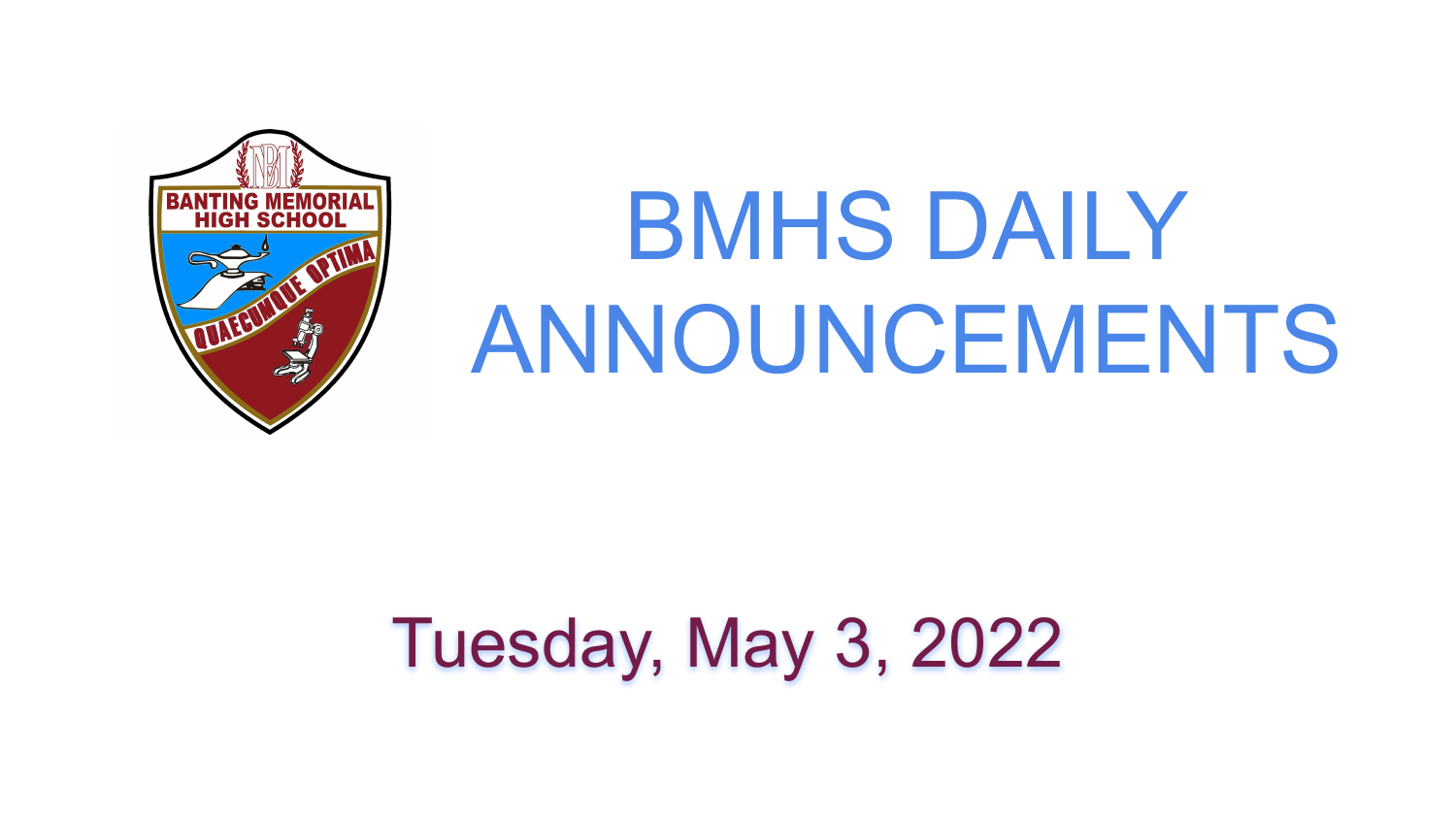# BMHS DAILY ANNOUNCEMENTS

Tuesday, May 3, 2022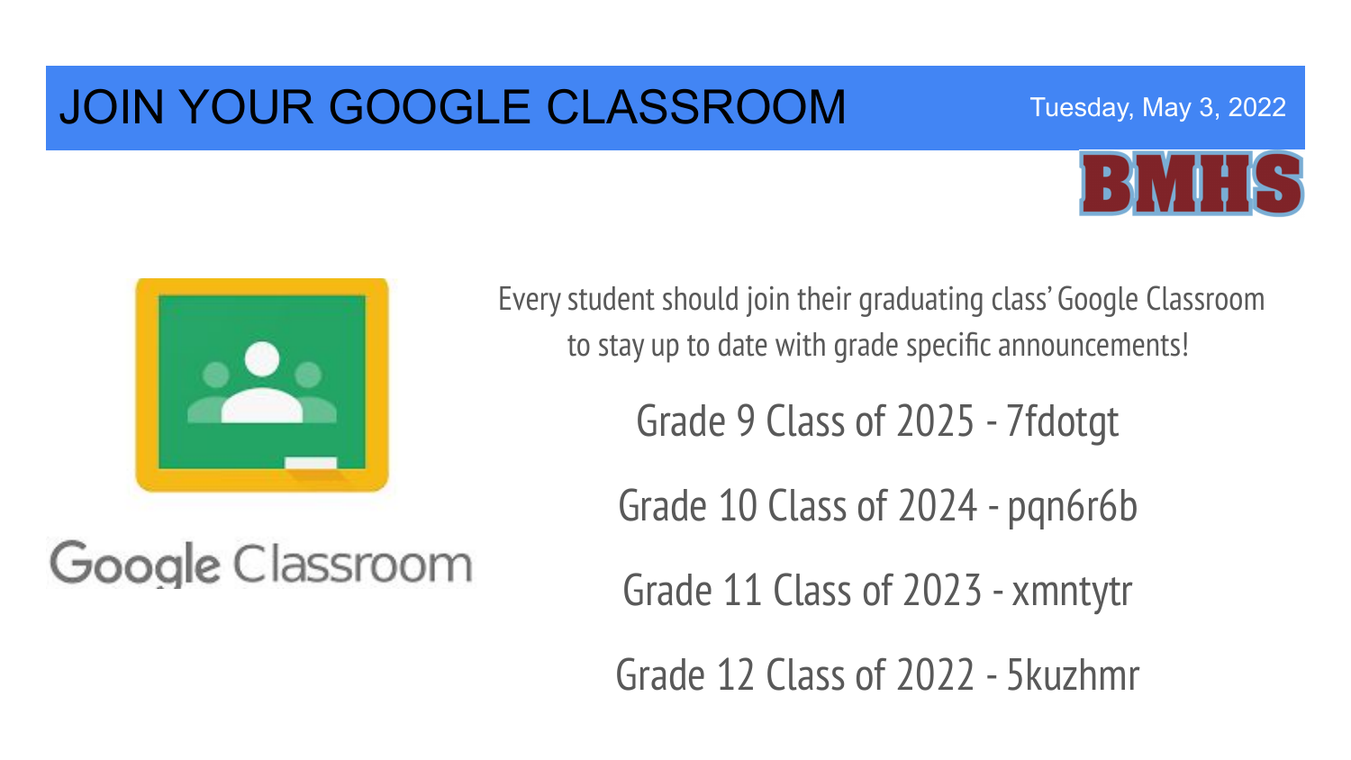# JOIN YOUR GOOGLE CLASSROOM

Tuesday, May 3, 2022

BMHS

Google Classroom

Every student should join their graduating class' Google Classroom to stay up to date with grade specific announcements!

Grade 9 Class of 2025 - 7fdotgt

Grade 10 Class of 2024 - pqn6r6b

Grade 11 Class of 2023 - xmntytr

Grade 12 Class of 2022 - 5kuzhmr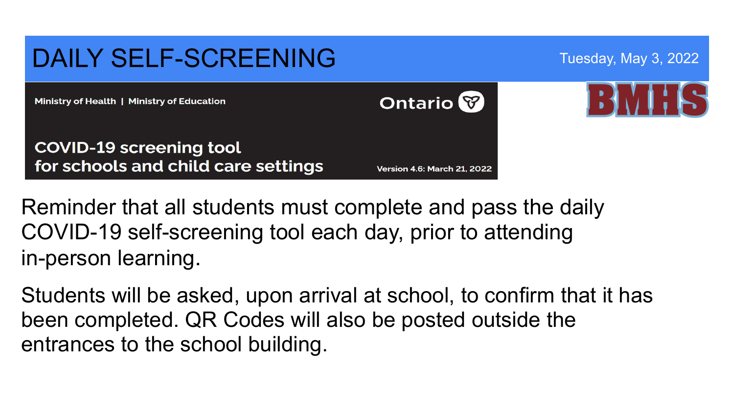# DAILY SELF-SCREENING

Tuesday, May 3, 2022

BMHS

Ministry of Health | Ministry of Education

Ontario

**COVID-19 screening tool for schools and child care settings**

Version 4.6: March 21, 2022

Reminder that all students must complete and pass the daily COVID-19 self-screening tool each day, prior to attending in-person learning.

Students will be asked, upon arrival at school, to confirm that it has been completed. QR Codes will also be posted outside the entrances to the school building.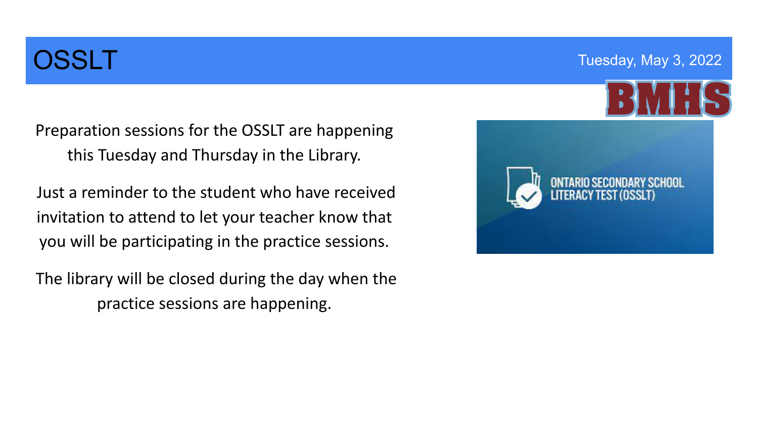# OSSLT

Tuesday, May 3, 2022

Preparation sessions for the OSSLT are happening this Tuesday and Thursday in the Library.

Just a reminder to the student who have received invitation to attend to let your teacher know that you will be participating in the practice sessions.

The library will be closed during the day when the practice sessions are happening.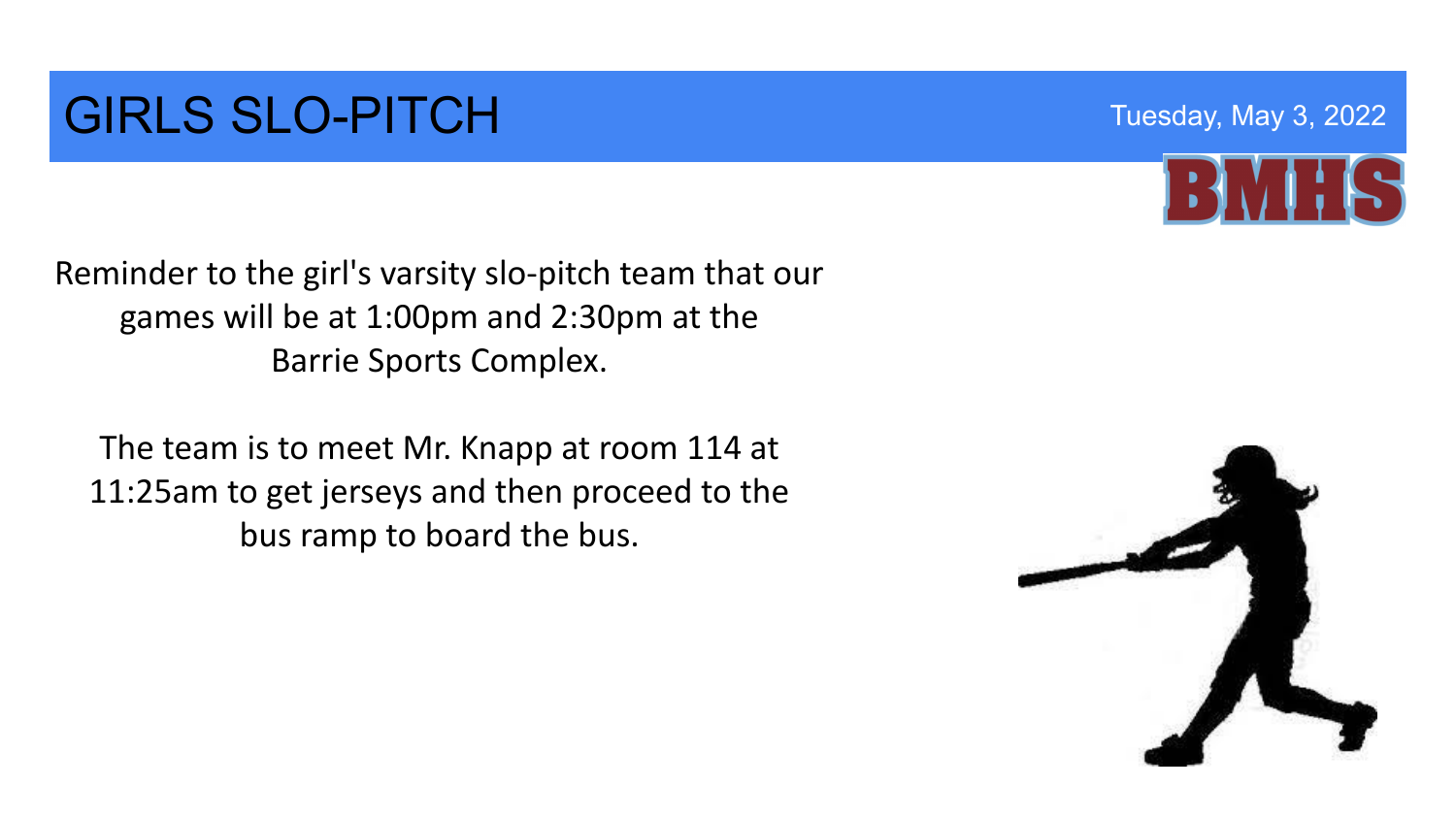# GIRLS SLO-PITCH

Tuesday, May 3, 2022

BMHS

Reminder to the girl's varsity slo-pitch team that our games will be at 1:00pm and 2:30pm at the Barrie Sports Complex.

The team is to meet Mr. Knapp at room 114 at 11:25am to get jerseys and then proceed to the bus ramp to board the bus.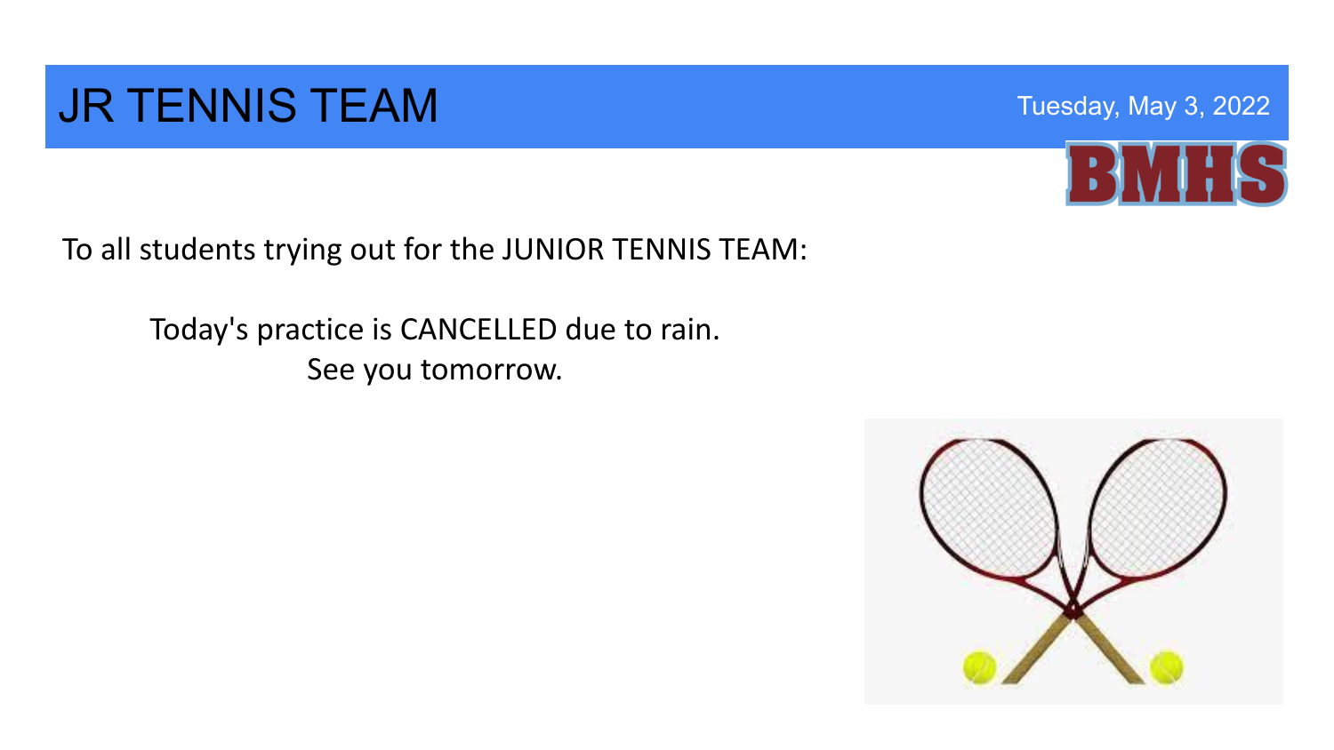# JR TENNIS TEAM

Tuesday, May 3, 2022

BMHS

To all students trying out for the JUNIOR TENNIS TEAM:

Today's practice is CANCELLED due to rain.
See you tomorrow.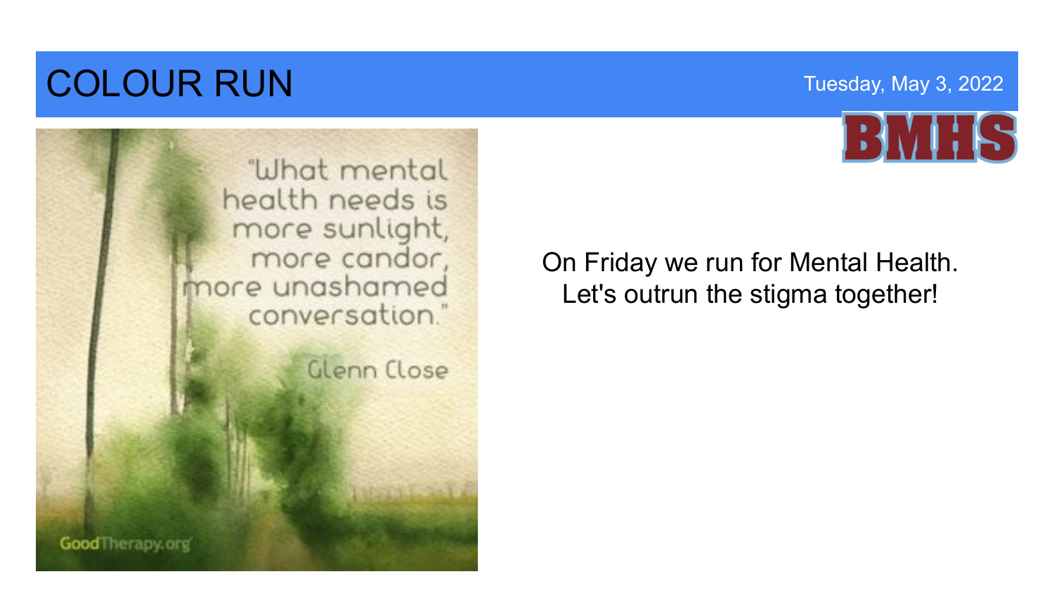# COLOUR RUN

Tuesday, May 3, 2022

BMHS

"What mental health needs is more sunlight, more candor, more unashamed conversation."

Glenn Close

GoodTherapy.org

On Friday we run for Mental Health.
Let's outrun the stigma together!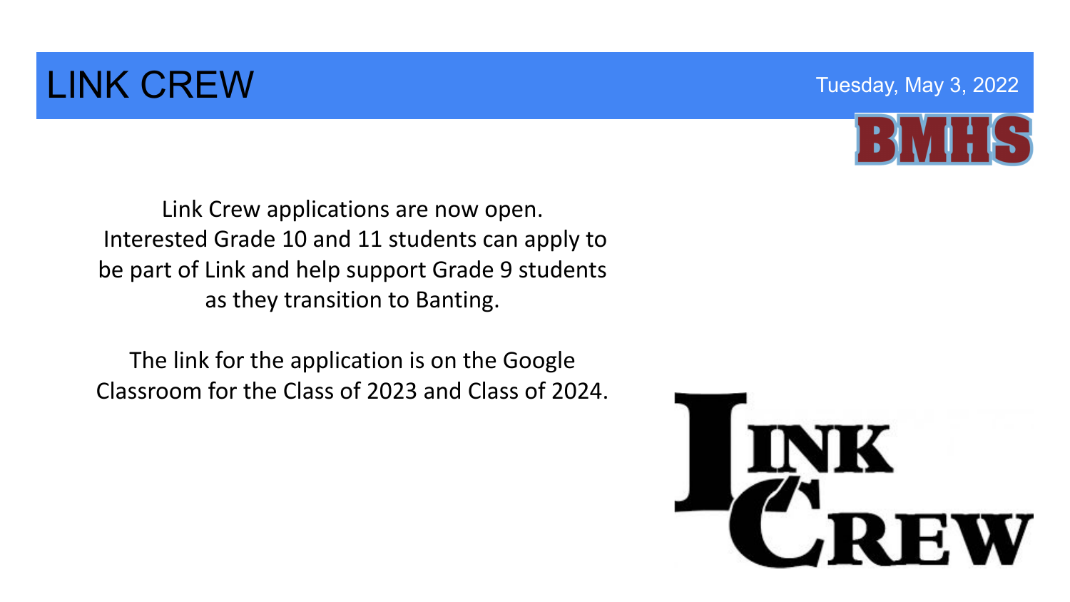# LINK CREW

Tuesday, May 3, 2022

Link Crew applications are now open. Interested Grade 10 and 11 students can apply to be part of Link and help support Grade 9 students as they transition to Banting.

The link for the application is on the Google Classroom for the Class of 2023 and Class of 2024.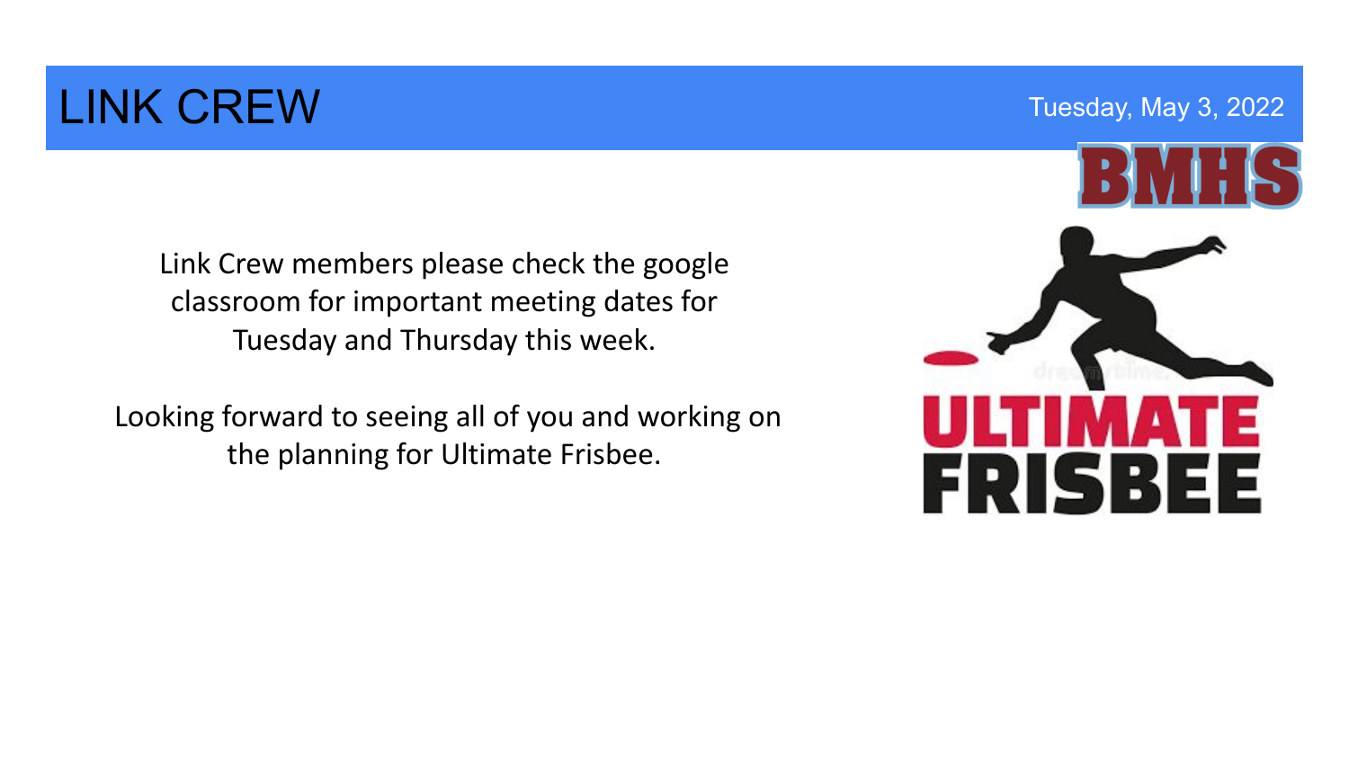# LINK CREW

Tuesday, May 3, 2022

BMHS

Link Crew members please check the google classroom for important meeting dates for Tuesday and Thursday this week.

Looking forward to seeing all of you and working on the planning for Ultimate Frisbee.

ULTIMATE FRISBEE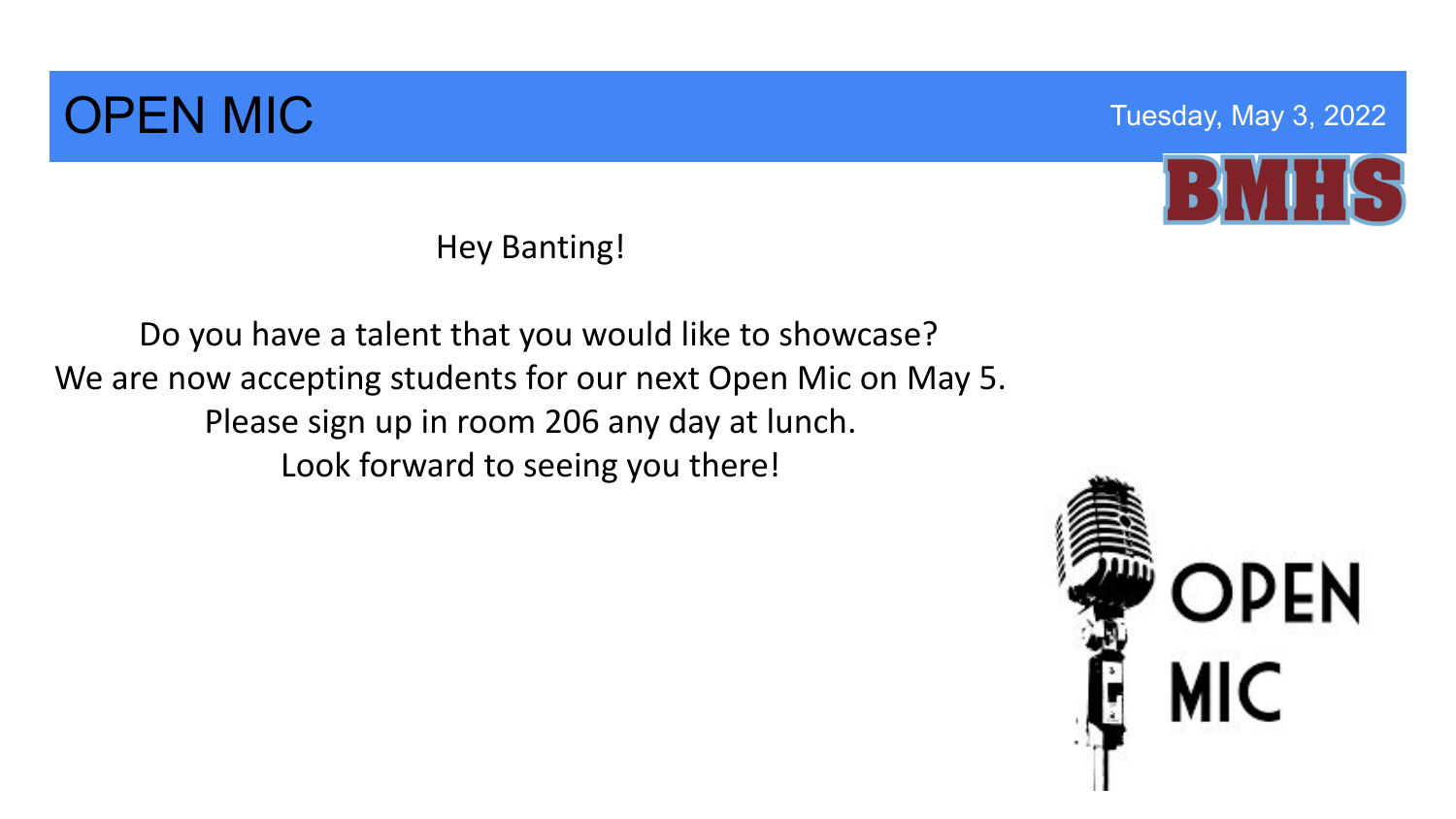# OPEN MIC

Tuesday, May 3, 2022

Hey Banting!

Do you have a talent that you would like to showcase?
We are now accepting students for our next Open Mic on May 5.
Please sign up in room 206 any day at lunch.
Look forward to seeing you there!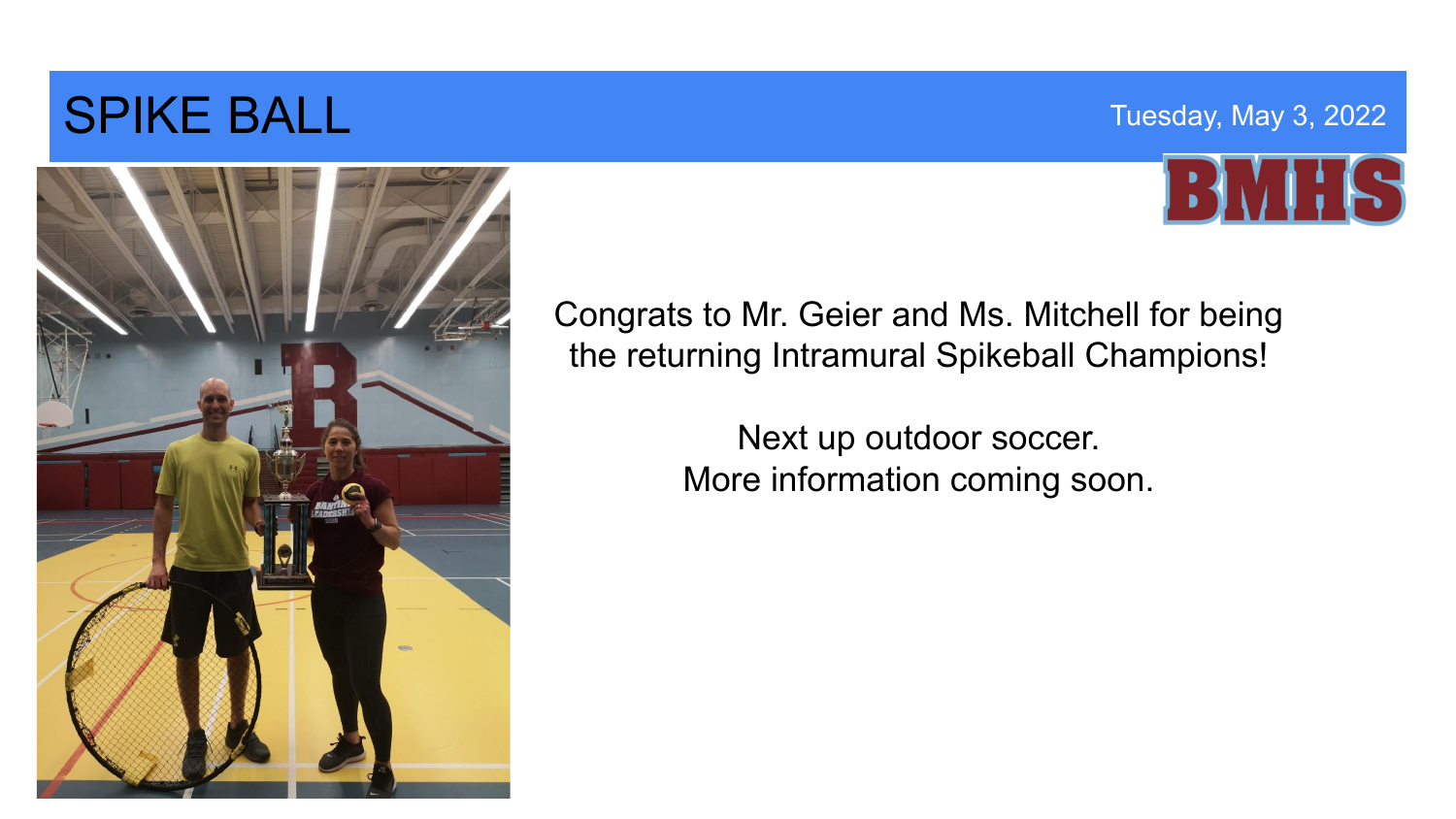# SPIKE BALL

Tuesday, May 3, 2022

BMHS

Congrats to Mr. Geier and Ms. Mitchell for being the returning Intramural Spikeball Champions!

Next up outdoor soccer.
More information coming soon.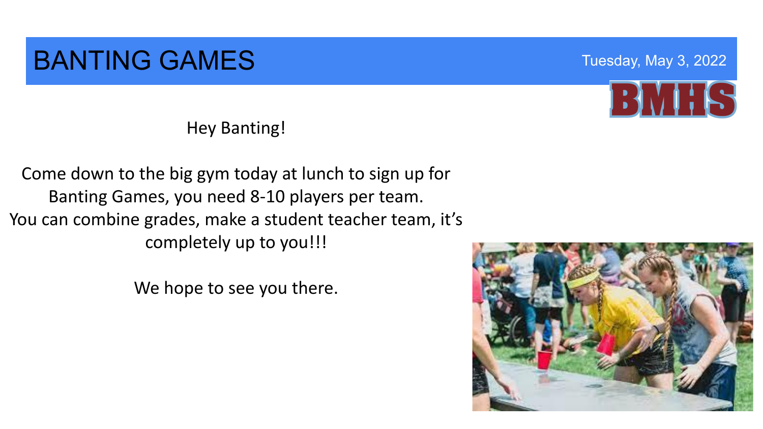# BANTING GAMES

Tuesday, May 3, 2022

BMHS

Hey Banting!

Come down to the big gym today at lunch to sign up for Banting Games, you need 8-10 players per team. You can combine grades, make a student teacher team, it's completely up to you!!!

We hope to see you there.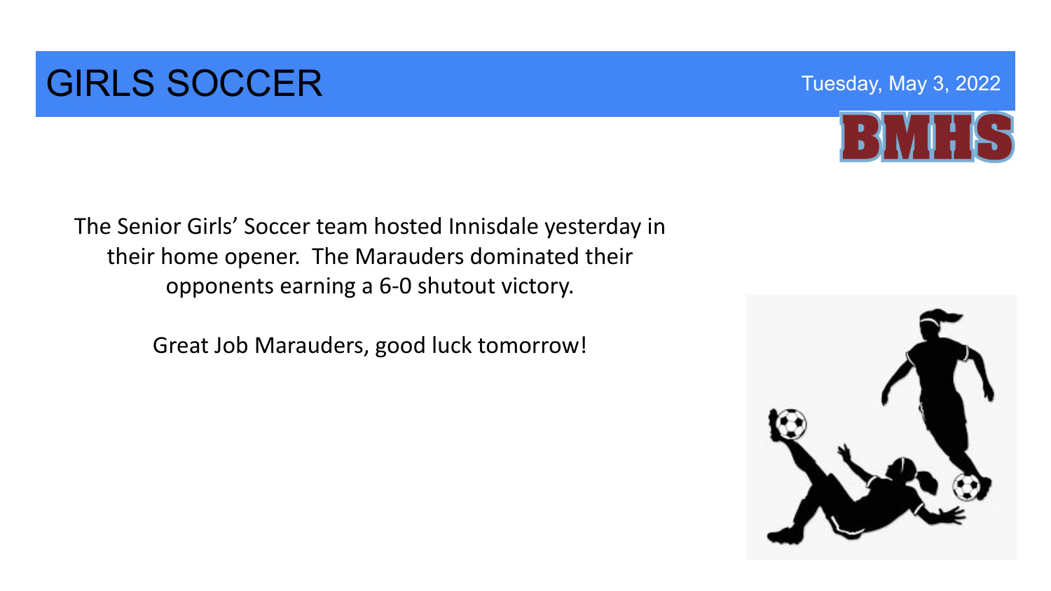# GIRLS SOCCER

Tuesday, May 3, 2022

BMHS

The Senior Girls' Soccer team hosted Innisdale yesterday in their home opener. The Marauders dominated their opponents earning a 6-0 shutout victory.

Great Job Marauders, good luck tomorrow!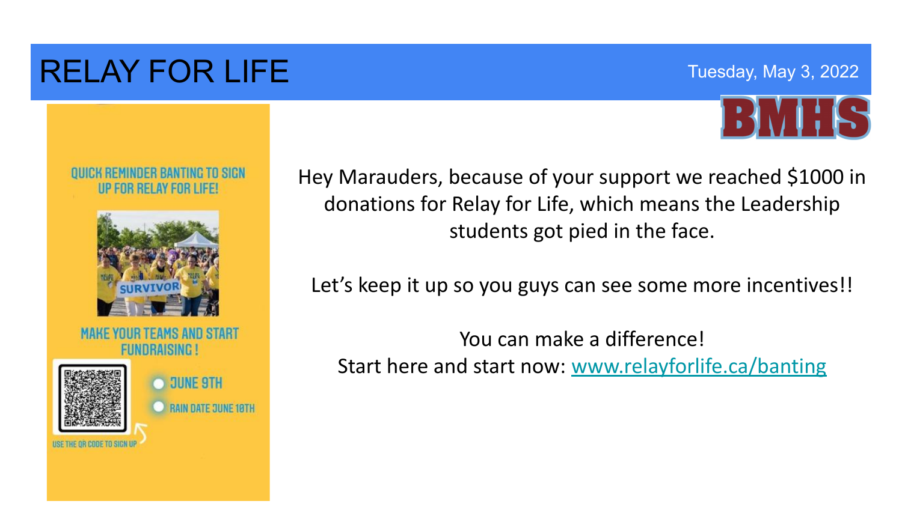# RELAY FOR LIFE

Tuesday, May 3, 2022

BMHS

QUICK REMINDER BANTING TO SIGN UP FOR RELAY FOR LIFE!

SURVIVOR

MAKE YOUR TEAMS AND START FUNDRAISING!

- JUNE 9TH
- RAIN DATE JUNE 10TH

USE THE QR CODE TO SIGN UP

Hey Marauders, because of your support we reached $1000 in donations for Relay for Life, which means the Leadership students got pied in the face.

Let's keep it up so you guys can see some more incentives!!

You can make a difference!
Start here and start now: [www.relayforlife.ca/banting](http://www.relayforlife.ca/banting)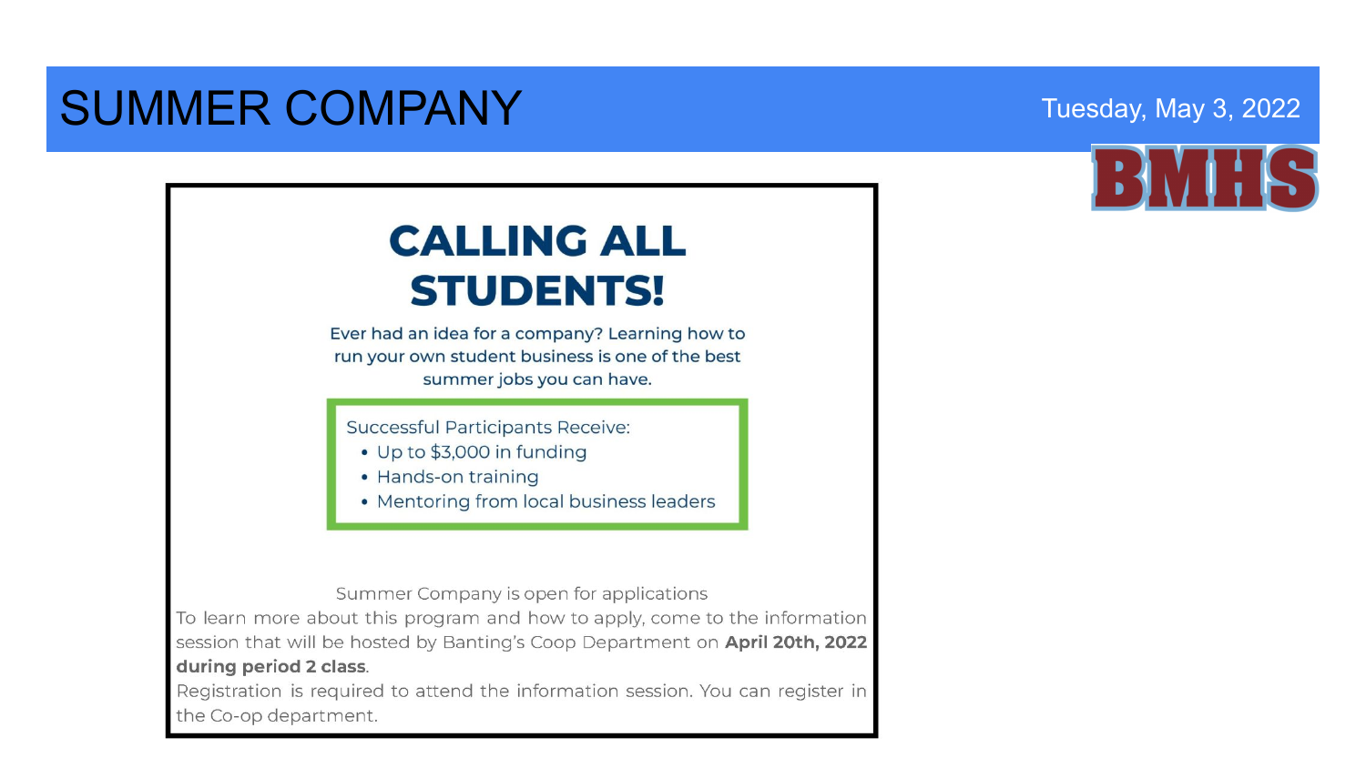# SUMMER COMPANY

Tuesday, May 3, 2022

BMHS

## CALLING ALL STUDENTS!

Ever had an idea for a company? Learning how to run your own student business is one of the best summer jobs you can have.

Successful Participants Receive:

- Up to $3,000 in funding
- Hands-on training
- Mentoring from local business leaders

Summer Company is open for applications

To learn more about this program and how to apply, come to the information session that will be hosted by Banting's Coop Department on **April 20th, 2022 during period 2 class**.

Registration is required to attend the information session. You can register in the Co-op department.